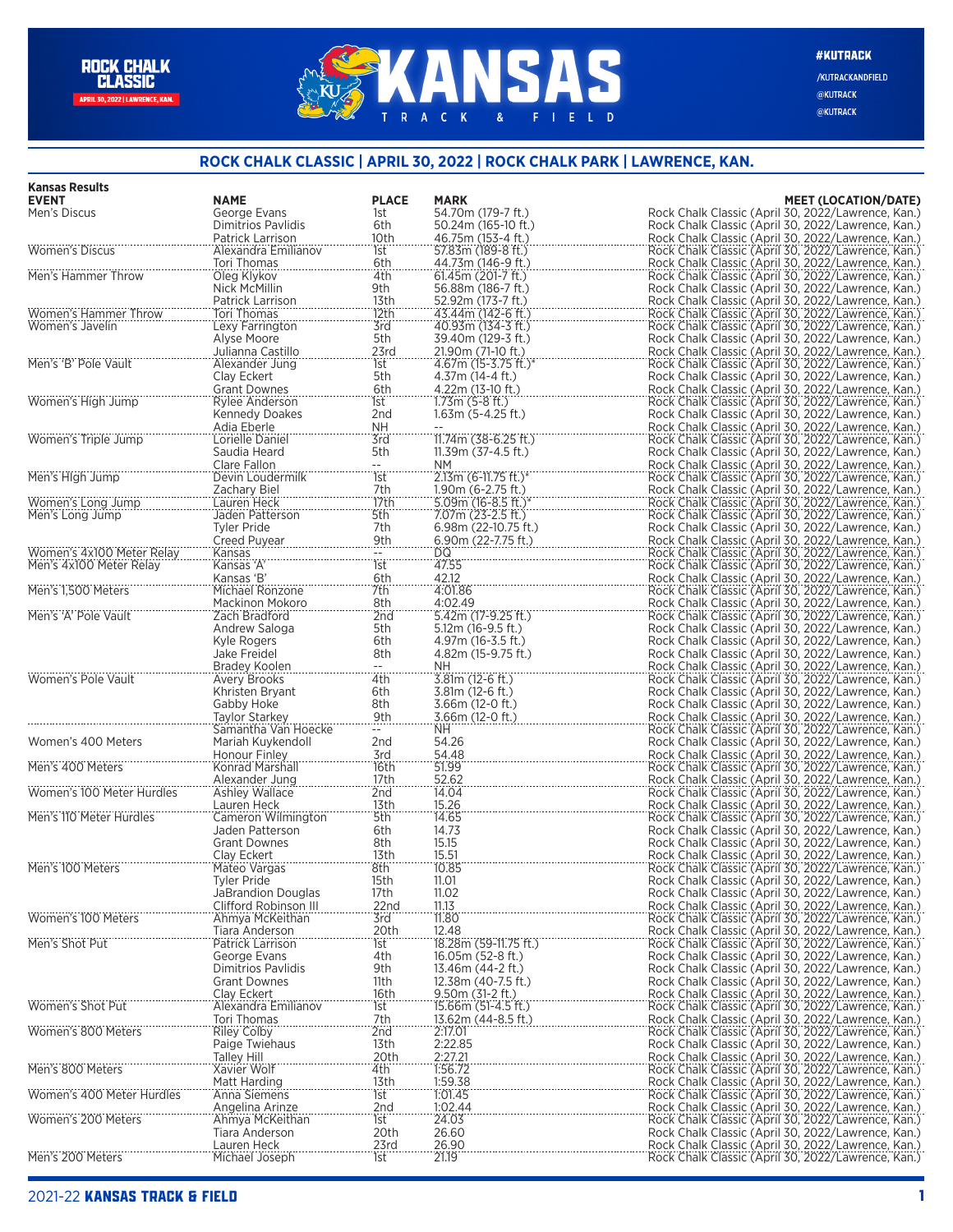# KANSAS TRACK & FIELD

ROCK CHALK CLASSIC | APRIL 30, 2022 | LAWRENCE, KAN.

#KUTRACK
/KUTRACKANDFIELD
@KUTRACK
@KUTRACK

## ROCK CHALK CLASSIC | APRIL 30, 2022 | ROCK CHALK PARK | LAWRENCE, KAN.

**Kansas Results**

| EVENT | NAME | PLACE | MARK | MEET (LOCATION/DATE) |
|---|---|---|---|---|
| Men's Discus | George Evans | 1st | 54.70m (179-7 ft.) | Rock Chalk Classic (April 30, 2022/Lawrence, Kan.) |
| | Dimitrios Pavlidis | 6th | 50.24m (165-10 ft.) | Rock Chalk Classic (April 30, 2022/Lawrence, Kan.) |
| | Patrick Larrison | 10th | 46.75m (153-4 ft.) | Rock Chalk Classic (April 30, 2022/Lawrence, Kan.) |
| Women's Discus | Alexandra Emilianov | 1st | 57.83m (189-8 ft.) | Rock Chalk Classic (April 30, 2022/Lawrence, Kan.) |
| | Tori Thomas | 6th | 44.73m (146-9 ft.) | Rock Chalk Classic (April 30, 2022/Lawrence, Kan.) |
| Men's Hammer Throw | Oleg Klykov | 4th | 61.45m (201-7 ft.) | Rock Chalk Classic (April 30, 2022/Lawrence, Kan.) |
| | Nick McMillin | 9th | 56.88m (186-7 ft.) | Rock Chalk Classic (April 30, 2022/Lawrence, Kan.) |
| | Patrick Larrison | 13th | 52.92m (173-7 ft.) | Rock Chalk Classic (April 30, 2022/Lawrence, Kan.) |
| Women's Hammer Throw | Tori Thomas | 12th | 43.44m (142-6 ft.) | Rock Chalk Classic (April 30, 2022/Lawrence, Kan.) |
| Women's Javelin | Lexy Farrington | 3rd | 40.93m (134-3 ft.) | Rock Chalk Classic (April 30, 2022/Lawrence, Kan.) |
| | Alyse Moore | 5th | 39.40m (129-3 ft.) | Rock Chalk Classic (April 30, 2022/Lawrence, Kan.) |
| | Julianna Castillo | 23rd | 21.90m (71-10 ft.) | Rock Chalk Classic (April 30, 2022/Lawrence, Kan.) |
| Men's 'B' Pole Vault | Alexander Jung | 1st | 4.67m (15-3.75 ft.)* | Rock Chalk Classic (April 30, 2022/Lawrence, Kan.) |
| | Clay Eckert | 5th | 4.37m (14-4 ft.) | Rock Chalk Classic (April 30, 2022/Lawrence, Kan.) |
| | Grant Downes | 6th | 4.22m (13-10 ft.) | Rock Chalk Classic (April 30, 2022/Lawrence, Kan.) |
| Women's High Jump | Rylee Anderson | 1st | 1.73m (5-8 ft.) | Rock Chalk Classic (April 30, 2022/Lawrence, Kan.) |
| | Kennedy Doakes | 2nd | 1.63m (5-4.25 ft.) | Rock Chalk Classic (April 30, 2022/Lawrence, Kan.) |
| | Adia Eberle | NH | -- | Rock Chalk Classic (April 30, 2022/Lawrence, Kan.) |
| Women's Triple Jump | Lorielle Daniel | 3rd | 11.74m (38-6.25 ft.) | Rock Chalk Classic (April 30, 2022/Lawrence, Kan.) |
| | Saudia Heard | 5th | 11.39m (37-4.5 ft.) | Rock Chalk Classic (April 30, 2022/Lawrence, Kan.) |
| | Clare Fallon | -- | NM | Rock Chalk Classic (April 30, 2022/Lawrence, Kan.) |
| Men's High Jump | Devin Loudermilk | 1st | 2.13m (6-11.75 ft.)* | Rock Chalk Classic (April 30, 2022/Lawrence, Kan.) |
| | Zachary Biel | 7th | 1.90m (6-2.75 ft.) | Rock Chalk Classic (April 30, 2022/Lawrence, Kan.) |
| Women's Long Jump | Lauren Heck | 17th | 5.09m (16-8.5 ft.)* | Rock Chalk Classic (April 30, 2022/Lawrence, Kan.) |
| Men's Long Jump | Jaden Patterson | 5th | 7.07m (23-2.5 ft.) | Rock Chalk Classic (April 30, 2022/Lawrence, Kan.) |
| | Tyler Pride | 7th | 6.98m (22-10.75 ft.) | Rock Chalk Classic (April 30, 2022/Lawrence, Kan.) |
| | Creed Puyear | 9th | 6.90m (22-7.75 ft.) | Rock Chalk Classic (April 30, 2022/Lawrence, Kan.) |
| Women's 4x100 Meter Relay | Kansas | -- | DQ | Rock Chalk Classic (April 30, 2022/Lawrence, Kan.) |
| Men's 4x100 Meter Relay | Kansas 'A' | 1st | 47.55 | Rock Chalk Classic (April 30, 2022/Lawrence, Kan.) |
| | Kansas 'B' | 6th | 42.12 | Rock Chalk Classic (April 30, 2022/Lawrence, Kan.) |
| Men's 1,500 Meters | Michael Ronzone | 7th | 4:01.86 | Rock Chalk Classic (April 30, 2022/Lawrence, Kan.) |
| | Mackinon Mokoro | 8th | 4:02.49 | Rock Chalk Classic (April 30, 2022/Lawrence, Kan.) |
| Men's 'A' Pole Vault | Zach Bradford | 2nd | 5.42m (17-9.25 ft.) | Rock Chalk Classic (April 30, 2022/Lawrence, Kan.) |
| | Andrew Saloga | 5th | 5.12m (16-9.5 ft.) | Rock Chalk Classic (April 30, 2022/Lawrence, Kan.) |
| | Kyle Rogers | 6th | 4.97m (16-3.5 ft.) | Rock Chalk Classic (April 30, 2022/Lawrence, Kan.) |
| | Jake Freidel | 8th | 4.82m (15-9.75 ft.) | Rock Chalk Classic (April 30, 2022/Lawrence, Kan.) |
| | Bradey Koolen | -- | NH | Rock Chalk Classic (April 30, 2022/Lawrence, Kan.) |
| Women's Pole Vault | Avery Brooks | 4th | 3.81m (12-6 ft.) | Rock Chalk Classic (April 30, 2022/Lawrence, Kan.) |
| | Khristen Bryant | 6th | 3.81m (12-6 ft.) | Rock Chalk Classic (April 30, 2022/Lawrence, Kan.) |
| | Gabby Hoke | 8th | 3.66m (12-0 ft.) | Rock Chalk Classic (April 30, 2022/Lawrence, Kan.) |
| | Taylor Starkey | 9th | 3.66m (12-0 ft.) | Rock Chalk Classic (April 30, 2022/Lawrence, Kan.) |
| | Samantha Van Hoecke | -- | NH | Rock Chalk Classic (April 30, 2022/Lawrence, Kan.) |
| Women's 400 Meters | Mariah Kuykendoll | 2nd | 54.26 | Rock Chalk Classic (April 30, 2022/Lawrence, Kan.) |
| | Honour Finley | 3rd | 54.48 | Rock Chalk Classic (April 30, 2022/Lawrence, Kan.) |
| Men's 400 Meters | Konrad Marshall | 16th | 51.99 | Rock Chalk Classic (April 30, 2022/Lawrence, Kan.) |
| | Alexander Jung | 17th | 52.62 | Rock Chalk Classic (April 30, 2022/Lawrence, Kan.) |
| Women's 100 Meter Hurdles | Ashley Wallace | 2nd | 14.04 | Rock Chalk Classic (April 30, 2022/Lawrence, Kan.) |
| | Lauren Heck | 13th | 15.26 | Rock Chalk Classic (April 30, 2022/Lawrence, Kan.) |
| Men's 110 Meter Hurdles | Cameron Wilmington | 5th | 14.65 | Rock Chalk Classic (April 30, 2022/Lawrence, Kan.) |
| | Jaden Patterson | 6th | 14.73 | Rock Chalk Classic (April 30, 2022/Lawrence, Kan.) |
| | Grant Downes | 8th | 15.15 | Rock Chalk Classic (April 30, 2022/Lawrence, Kan.) |
| | Clay Eckert | 13th | 15.51 | Rock Chalk Classic (April 30, 2022/Lawrence, Kan.) |
| Men's 100 Meters | Mateo Vargas | 8th | 10.85 | Rock Chalk Classic (April 30, 2022/Lawrence, Kan.) |
| | Tyler Pride | 15th | 11.01 | Rock Chalk Classic (April 30, 2022/Lawrence, Kan.) |
| | JaBrandion Douglas | 17th | 11.02 | Rock Chalk Classic (April 30, 2022/Lawrence, Kan.) |
| | Clifford Robinson III | 22nd | 11.13 | Rock Chalk Classic (April 30, 2022/Lawrence, Kan.) |
| Women's 100 Meters | Ahmya McKeithan | 3rd | 11.80 | Rock Chalk Classic (April 30, 2022/Lawrence, Kan.) |
| | Tiara Anderson | 20th | 12.48 | Rock Chalk Classic (April 30, 2022/Lawrence, Kan.) |
| Men's Shot Put | Patrick Larrison | 1st | 18.28m (59-11.75 ft.) | Rock Chalk Classic (April 30, 2022/Lawrence, Kan.) |
| | George Evans | 4th | 16.05m (52-8 ft.) | Rock Chalk Classic (April 30, 2022/Lawrence, Kan.) |
| | Dimitrios Pavlidis | 9th | 13.46m (44-2 ft.) | Rock Chalk Classic (April 30, 2022/Lawrence, Kan.) |
| | Grant Downes | 11th | 12.38m (40-7.5 ft.) | Rock Chalk Classic (April 30, 2022/Lawrence, Kan.) |
| | Clay Eckert | 16th | 9.50m (31-2 ft.) | Rock Chalk Classic (April 30, 2022/Lawrence, Kan.) |
| Women's Shot Put | Alexandra Emilianov | 1st | 15.66m (51-4.5 ft.) | Rock Chalk Classic (April 30, 2022/Lawrence, Kan.) |
| | Tori Thomas | 7th | 13.62m (44-8.5 ft.) | Rock Chalk Classic (April 30, 2022/Lawrence, Kan.) |
| Women's 800 Meters | Riley Colby | 2nd | 2:17.01 | Rock Chalk Classic (April 30, 2022/Lawrence, Kan.) |
| | Paige Twiehaus | 13th | 2:22.85 | Rock Chalk Classic (April 30, 2022/Lawrence, Kan.) |
| | Talley Hill | 20th | 2:27.21 | Rock Chalk Classic (April 30, 2022/Lawrence, Kan.) |
| Men's 800 Meters | Xavier Wolf | 4th | 1:56.72 | Rock Chalk Classic (April 30, 2022/Lawrence, Kan.) |
| | Matt Harding | 13th | 1:59.38 | Rock Chalk Classic (April 30, 2022/Lawrence, Kan.) |
| Women's 400 Meter Hurdles | Anna Siemens | 1st | 1:01.45 | Rock Chalk Classic (April 30, 2022/Lawrence, Kan.) |
| | Angelina Arinze | 2nd | 1:02.44 | Rock Chalk Classic (April 30, 2022/Lawrence, Kan.) |
| Women's 200 Meters | Ahmya McKeithan | 1st | 24.03 | Rock Chalk Classic (April 30, 2022/Lawrence, Kan.) |
| | Tiara Anderson | 20th | 26.60 | Rock Chalk Classic (April 30, 2022/Lawrence, Kan.) |
| | Lauren Heck | 23rd | 26.90 | Rock Chalk Classic (April 30, 2022/Lawrence, Kan.) |
| Men's 200 Meters | Michael Joseph | 1st | 21.19 | Rock Chalk Classic (April 30, 2022/Lawrence, Kan.) |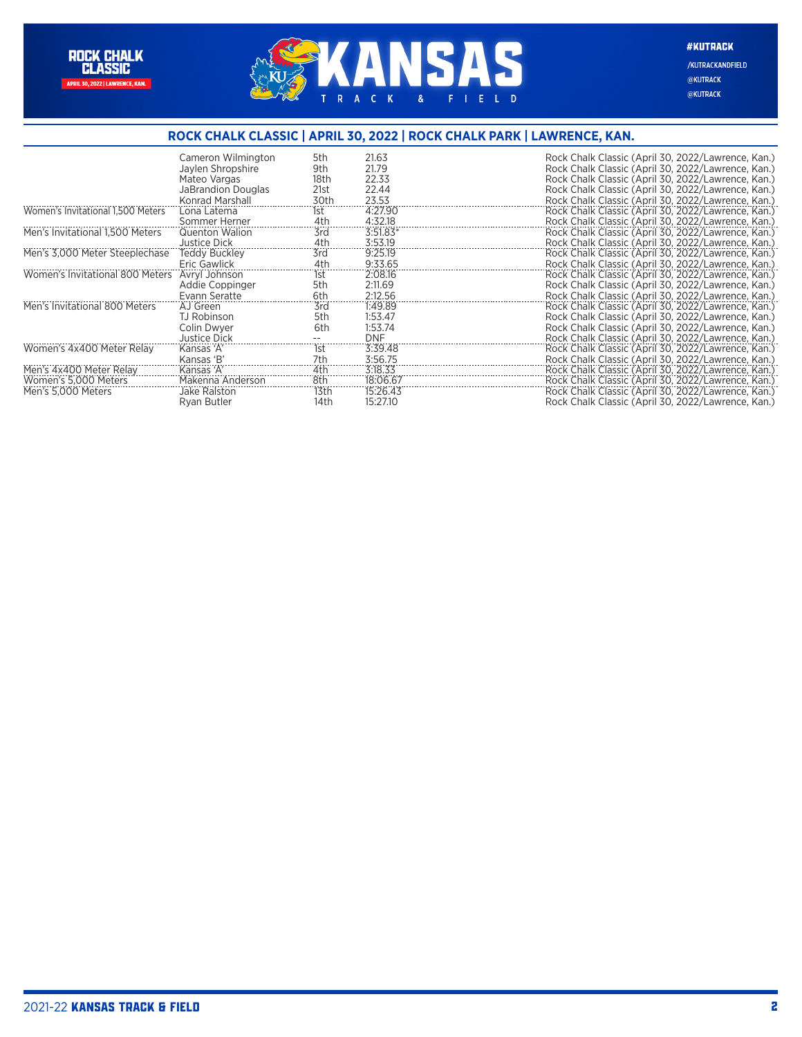## ROCK CHALK CLASSIC | APRIL 30, 2022 | ROCK CHALK PARK | LAWRENCE, KAN.

| | | | | |
|---|---|---|---|---|
| | Cameron Wilmington | 5th | 21.63 | Rock Chalk Classic (April 30, 2022/Lawrence, Kan.) |
| | Jaylen Shropshire | 9th | 21.79 | Rock Chalk Classic (April 30, 2022/Lawrence, Kan.) |
| | Mateo Vargas | 18th | 22.33 | Rock Chalk Classic (April 30, 2022/Lawrence, Kan.) |
| | JaBrandion Douglas | 21st | 22.44 | Rock Chalk Classic (April 30, 2022/Lawrence, Kan.) |
| | Konrad Marshall | 30th | 23.53 | Rock Chalk Classic (April 30, 2022/Lawrence, Kan.) |
| Women's Invitational 1,500 Meters | Lona Latema | 1st | 4:27.90 | Rock Chalk Classic (April 30, 2022/Lawrence, Kan.) |
| | Sommer Herner | 4th | 4:32.18 | Rock Chalk Classic (April 30, 2022/Lawrence, Kan.) |
| Men's Invitational 1,500 Meters | Quenton Walion | 3rd | 3:51.83* | Rock Chalk Classic (April 30, 2022/Lawrence, Kan.) |
| | Justice Dick | 4th | 3:53.19 | Rock Chalk Classic (April 30, 2022/Lawrence, Kan.) |
| Men's 3,000 Meter Steeplechase | Teddy Buckley | 3rd | 9:25.19 | Rock Chalk Classic (April 30, 2022/Lawrence, Kan.) |
| | Eric Gawlick | 4th | 9:33.65 | Rock Chalk Classic (April 30, 2022/Lawrence, Kan.) |
| Women's Invitational 800 Meters | Avryl Johnson | 1st | 2:08.16 | Rock Chalk Classic (April 30, 2022/Lawrence, Kan.) |
| | Addie Coppinger | 5th | 2:11.69 | Rock Chalk Classic (April 30, 2022/Lawrence, Kan.) |
| | Evann Seratte | 6th | 2:12.56 | Rock Chalk Classic (April 30, 2022/Lawrence, Kan.) |
| Men's Invitational 800 Meters | AJ Green | 3rd | 1:49.89 | Rock Chalk Classic (April 30, 2022/Lawrence, Kan.) |
| | TJ Robinson | 5th | 1:53.47 | Rock Chalk Classic (April 30, 2022/Lawrence, Kan.) |
| | Colin Dwyer | 6th | 1:53.74 | Rock Chalk Classic (April 30, 2022/Lawrence, Kan.) |
| | Justice Dick | -- | DNF | Rock Chalk Classic (April 30, 2022/Lawrence, Kan.) |
| Women's 4x400 Meter Relay | Kansas 'A' | 1st | 3:39.48 | Rock Chalk Classic (April 30, 2022/Lawrence, Kan.) |
| | Kansas 'B' | 7th | 3:56.75 | Rock Chalk Classic (April 30, 2022/Lawrence, Kan.) |
| Men's 4x400 Meter Relay | Kansas 'A' | 4th | 3:18.33 | Rock Chalk Classic (April 30, 2022/Lawrence, Kan.) |
| Women's 5,000 Meters | Makenna Anderson | 8th | 18:06.67 | Rock Chalk Classic (April 30, 2022/Lawrence, Kan.) |
| Men's 5,000 Meters | Jake Ralston | 13th | 15:26.43 | Rock Chalk Classic (April 30, 2022/Lawrence, Kan.) |
| | Ryan Butler | 14th | 15:27.10 | Rock Chalk Classic (April 30, 2022/Lawrence, Kan.) |